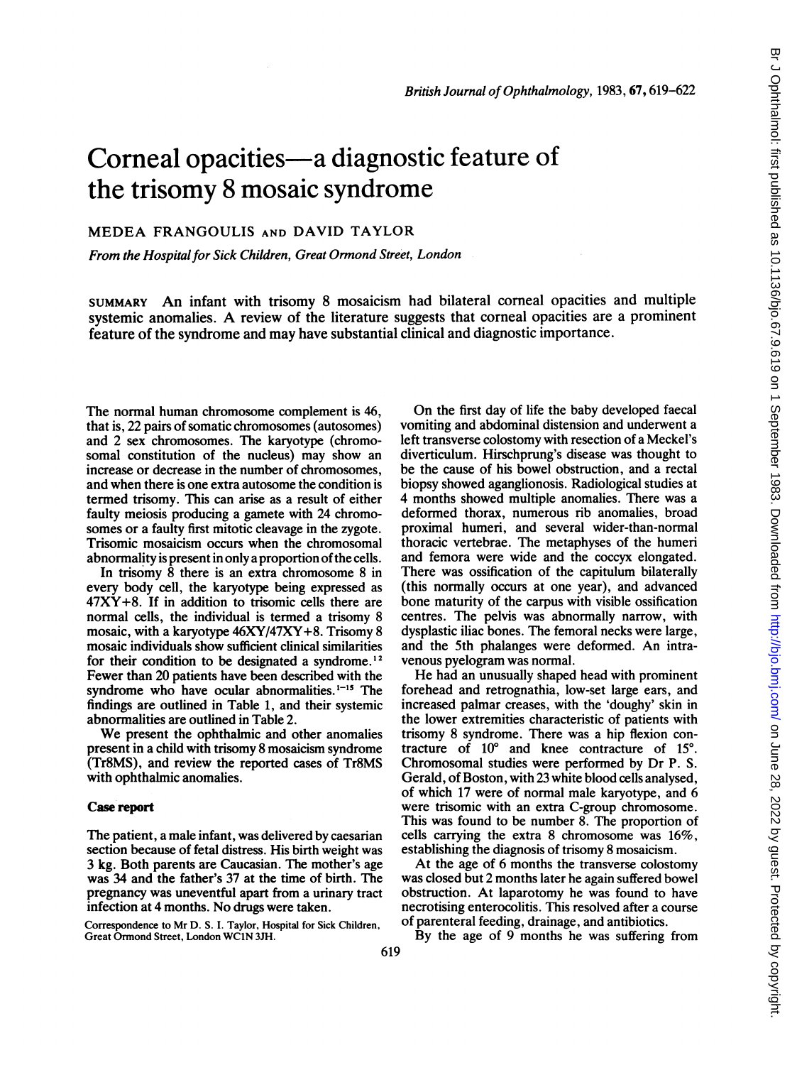# Corneal opacities—a diagnostic feature of the trisomy 8 mosaic syndrome

MEDEA FRANGOULIS AND DAVID TAYLOR

*From the Hospital for Sick Children, Great Ormond Street, London*

SUMMARY An infant with trisomy 8 mosaicism had bilateral corneal opacities and multiple systemic anomalies. A review of the literature suggests that corneal opacities are a prominent feature of the syndrome and may have substantial clinical and diagnostic importance.

The normal human chromosome complement is 46, that is, 22 pairs of somatic chromosomes (autosomes) and 2 sex chromosomes. The karyotype (chromosomal constitution of the nucleus) may show an increase or decrease in the number of chromosomes, and when there is one extra autosome the condition is termed trisomy. This can arise as a result of either faulty meiosis producing a gamete with 24 chromosomes or a faulty first mitotic cleavage in the zygote. Trisomic mosaicism occurs when the chromosomal abnormality is present in only a proportion of the cells.

In trisomy 8 there is an extra chromosome 8 in every body cell, the karyotype being expressed as 47XY+8. If in addition to trisomic cells there are normal cells, the individual is termed a trisomy 8 mosaic, with a karyotype 46XY/47XY+8. Trisomy 8 mosaic individuals show sufficient clinical similarities for their condition to be designated a syndrome.[1 2] Fewer than 20 patients have been described with the syndrome who have ocular abnormalities.[1-15] The findings are outlined in Table 1, and their systemic abnormalities are outlined in Table 2.

We present the ophthalmic and other anomalies present in a child with trisomy 8 mosaicism syndrome (Tr8MS), and review the reported cases of Tr8MS with ophthalmic anomalies.

## Case report

The patient, a male infant, was delivered by caesarian section because of fetal distress. His birth weight was 3 kg. Both parents are Caucasian. The mother's age was 34 and the father's 37 at the time of birth. The pregnancy was uneventful apart from a urinary tract infection at 4 months. No drugs were taken.

Correspondence to Mr D. S. I. Taylor, Hospital for Sick Children, Great Ormond Street, London WC1N 3JH.

On the first day of life the baby developed faecal vomiting and abdominal distension and underwent a left transverse colostomy with resection of a Meckel's diverticulum. Hirschprung's disease was thought to be the cause of his bowel obstruction, and a rectal biopsy showed aganglionosis. Radiological studies at 4 months showed multiple anomalies. There was a deformed thorax, numerous rib anomalies, broad proximal humeri, and several wider-than-normal thoracic vertebrae. The metaphyses of the humeri and femora were wide and the coccyx elongated. There was ossification of the capitulum bilaterally (this normally occurs at one year), and advanced bone maturity of the carpus with visible ossification centres. The pelvis was abnormally narrow, with dysplastic iliac bones. The femoral necks were large, and the 5th phalanges were deformed. An intravenous pyelogram was normal.

He had an unusually shaped head with prominent forehead and retrognathia, low-set large ears, and increased palmar creases, with the 'doughy' skin in the lower extremities characteristic of patients with trisomy 8 syndrome. There was a hip flexion contracture of 10° and knee contracture of 15°. Chromosomal studies were performed by Dr P. S. Gerald, of Boston, with 23 white blood cells analysed, of which 17 were of normal male karyotype, and 6 were trisomic with an extra C-group chromosome. This was found to be number 8. The proportion of cells carrying the extra 8 chromosome was 16%, establishing the diagnosis of trisomy 8 mosaicism.

At the age of 6 months the transverse colostomy was closed but 2 months later he again suffered bowel obstruction. At laparotomy he was found to have necrotising enterocolitis. This resolved after a course of parenteral feeding, drainage, and antibiotics.

By the age of 9 months he was suffering from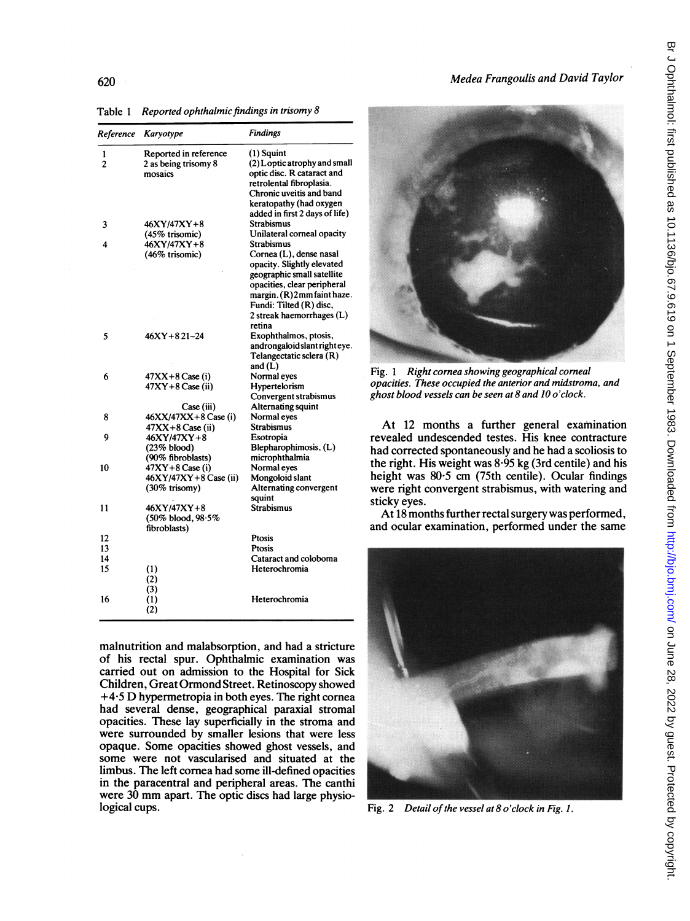Table 1 *Reported ophthalmic findings in trisomy 8*

| Reference | Karyotype | Findings |
|---|---|---|
| 1<br>2 | Reported in reference 2 as being trisomy 8 mosaics | (1) Squint<br>(2) L optic atrophy and small optic disc. R cataract and retrolental fibroplasia. Chronic uveitis and band keratopathy (had oxygen added in first 2 days of life) |
| 3 | 46XY/47XY+8 (45% trisomic) | Strabismus<br>Unilateral corneal opacity |
| 4 | 46XY/47XY+8 (46% trisomic) | Strabismus<br>Cornea (L), dense nasal opacity. Slightly elevated geographic small satellite opacities, clear peripheral margin. (R) 2 mm faint haze. Fundi: Tilted (R) disc, 2 streak haemorrhages (L) retina |
| 5 | 46XY+8 21–24 | Exophthalmos, ptosis, androngaloid slant right eye. Telangectatic sclera (R) and (L) |
| 6 | 47XX+8 Case (i)<br>47XY+8 Case (ii)<br><br>Case (iii) | Normal eyes<br>Hypertelorism<br>Convergent strabismus<br>Alternating squint |
| 8 | 46XX/47XX+8 Case (i)<br>47XX+8 Case (ii) | Normal eyes<br>Strabismus |
| 9 | 46XY/47XY+8 (23% blood) (90% fibroblasts) | Esotropia<br>Blepharophimosis, (L) microphthalmia |
| 10 | 47XY+8 Case (i)<br>46XY/47XY+8 Case (ii) (30% trisomy) | Normal eyes<br>Mongoloid slant<br>Alternating convergent squint |
| 11 | 46XY/47XY+8 (50% blood, 98·5% fibroblasts) | Strabismus |
| 12 | | Ptosis |
| 13 | | Ptosis |
| 14 | | Cataract and coloboma |
| 15 | (1)<br>(2)<br>(3) | Heterochromia |
| 16 | (1)<br>(2) | Heterochromia |

malnutrition and malabsorption, and had a stricture of his rectal spur. Ophthalmic examination was carried out on admission to the Hospital for Sick Children, Great Ormond Street. Retinoscopy showed +4·5 D hypermetropia in both eyes. The right cornea had several dense, geographical paraxial stromal opacities. These lay superficially in the stroma and were surrounded by smaller lesions that were less opaque. Some opacities showed ghost vessels, and some were not vascularised and situated at the limbus. The left cornea had some ill-defined opacities in the paracentral and peripheral areas. The canthi were 30 mm apart. The optic discs had large physiological cups.

Fig. 1 *Right cornea showing geographical corneal opacities. These occupied the anterior and midstroma, and ghost blood vessels can be seen at 8 and 10 o'clock.*

At 12 months a further general examination revealed undescended testes. His knee contracture had corrected spontaneously and he had a scoliosis to the right. His weight was 8·95 kg (3rd centile) and his height was 80·5 cm (75th centile). Ocular findings were right convergent strabismus, with watering and sticky eyes.

At 18 months further rectal surgery was performed, and ocular examination, performed under the same

Fig. 2 *Detail of the vessel at 8 o'clock in Fig. 1.*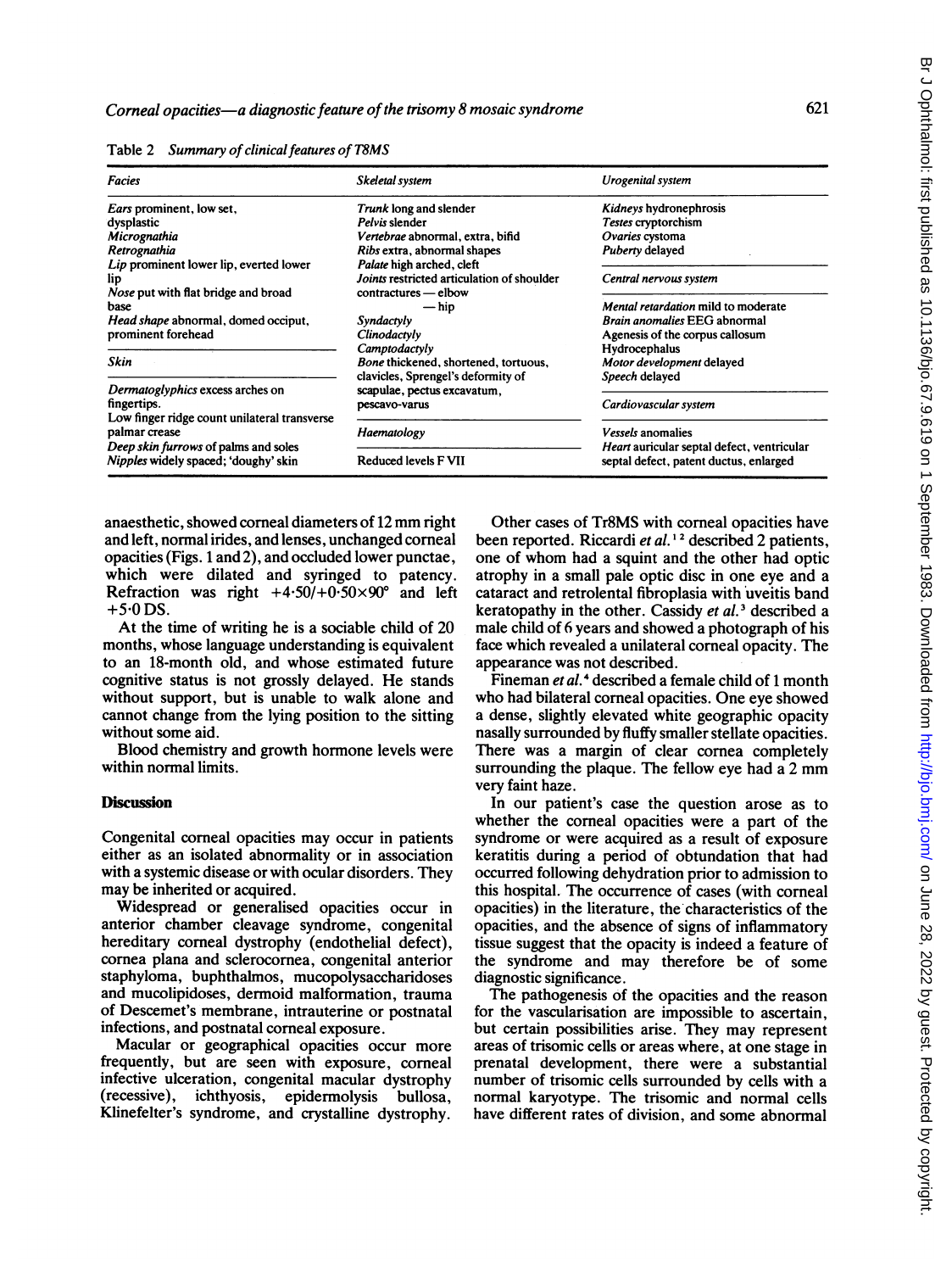Table 2 *Summary of clinical features of T8MS*

| *Facies* | *Skeletal system* | *Urogenital system* |
|---|---|---|
| *Ears* prominent, low set, dysplastic | *Trunk* long and slender | *Kidneys* hydronephrosis |
| *Micrognathia* | *Pelvis* slender | *Testes* cryptorchism |
| *Retrognathia* | *Vertebrae* abnormal, extra, bifid | *Ovaries* cystoma |
| *Lip* prominent lower lip, everted lower lip | *Ribs* extra, abnormal shapes | *Puberty* delayed |
| *Nose* put with flat bridge and broad base | *Palate* high arched, cleft | *Central nervous system* |
| *Head shape* abnormal, domed occiput, prominent forehead | *Joints* restricted articulation of shoulder contractures — elbow — hip | *Mental retardation* mild to moderate |
| *Skin* | *Syndactyly* | *Brain anomalies* EEG abnormal |
| *Dermatoglyphics* excess arches on fingertips. | *Clinodactyly* | Agenesis of the corpus callosum |
| Low finger ridge count unilateral transverse palmar crease | *Camptodactyly* | Hydrocephalus |
| *Deep skin furrows* of palms and soles | *Bone* thickened, shortened, tortuous, clavicles, Sprengel's deformity of scapulae, pectus excavatum, pescavo-varus | *Motor development* delayed |
| *Nipples* widely spaced; 'doughy' skin | *Haematology* | *Speech* delayed |
| | Reduced levels F VII | *Cardiovascular system* |
| | | *Vessels* anomalies |
| | | *Heart* auricular septal defect, ventricular septal defect, patent ductus, enlarged |

anaesthetic, showed corneal diameters of 12 mm right and left, normal irides, and lenses, unchanged corneal opacities (Figs. 1 and 2), and occluded lower punctae, which were dilated and syringed to patency. Refraction was right $+4{\cdot}50/+0{\cdot}50\times90°$ and left $+5{\cdot}0$ DS.

At the time of writing he is a sociable child of 20 months, whose language understanding is equivalent to an 18-month old, and whose estimated future cognitive status is not grossly delayed. He stands without support, but is unable to walk alone and cannot change from the lying position to the sitting without some aid.

Blood chemistry and growth hormone levels were within normal limits.

## Discussion

Congenital corneal opacities may occur in patients either as an isolated abnormality or in association with a systemic disease or with ocular disorders. They may be inherited or acquired.

Widespread or generalised opacities occur in anterior chamber cleavage syndrome, congenital hereditary corneal dystrophy (endothelial defect), cornea plana and sclerocornea, congenital anterior staphyloma, buphthalmos, mucopolysaccharidoses and mucolipidoses, dermoid malformation, trauma of Descemet's membrane, intrauterine or postnatal infections, and postnatal corneal exposure.

Macular or geographical opacities occur more frequently, but are seen with exposure, corneal infective ulceration, congenital macular dystrophy (recessive), ichthyosis, epidermolysis bullosa, Klinefelter's syndrome, and crystalline dystrophy.

Other cases of Tr8MS with corneal opacities have been reported. Riccardi *et al.*[1,2] described 2 patients, one of whom had a squint and the other had optic atrophy in a small pale optic disc in one eye and a cataract and retrolental fibroplasia with uveitis band keratopathy in the other. Cassidy *et al.*[3] described a male child of 6 years and showed a photograph of his face which revealed a unilateral corneal opacity. The appearance was not described.

Fineman *et al.*[4] described a female child of 1 month who had bilateral corneal opacities. One eye showed a dense, slightly elevated white geographic opacity nasally surrounded by fluffy smaller stellate opacities. There was a margin of clear cornea completely surrounding the plaque. The fellow eye had a 2 mm very faint haze.

In our patient's case the question arose as to whether the corneal opacities were a part of the syndrome or were acquired as a result of exposure keratitis during a period of obtundation that had occurred following dehydration prior to admission to this hospital. The occurrence of cases (with corneal opacities) in the literature, the characteristics of the opacities, and the absence of signs of inflammatory tissue suggest that the opacity is indeed a feature of the syndrome and may therefore be of some diagnostic significance.

The pathogenesis of the opacities and the reason for the vascularisation are impossible to ascertain, but certain possibilities arise. They may represent areas of trisomic cells or areas where, at one stage in prenatal development, there were a substantial number of trisomic cells surrounded by cells with a normal karyotype. The trisomic and normal cells have different rates of division, and some abnormal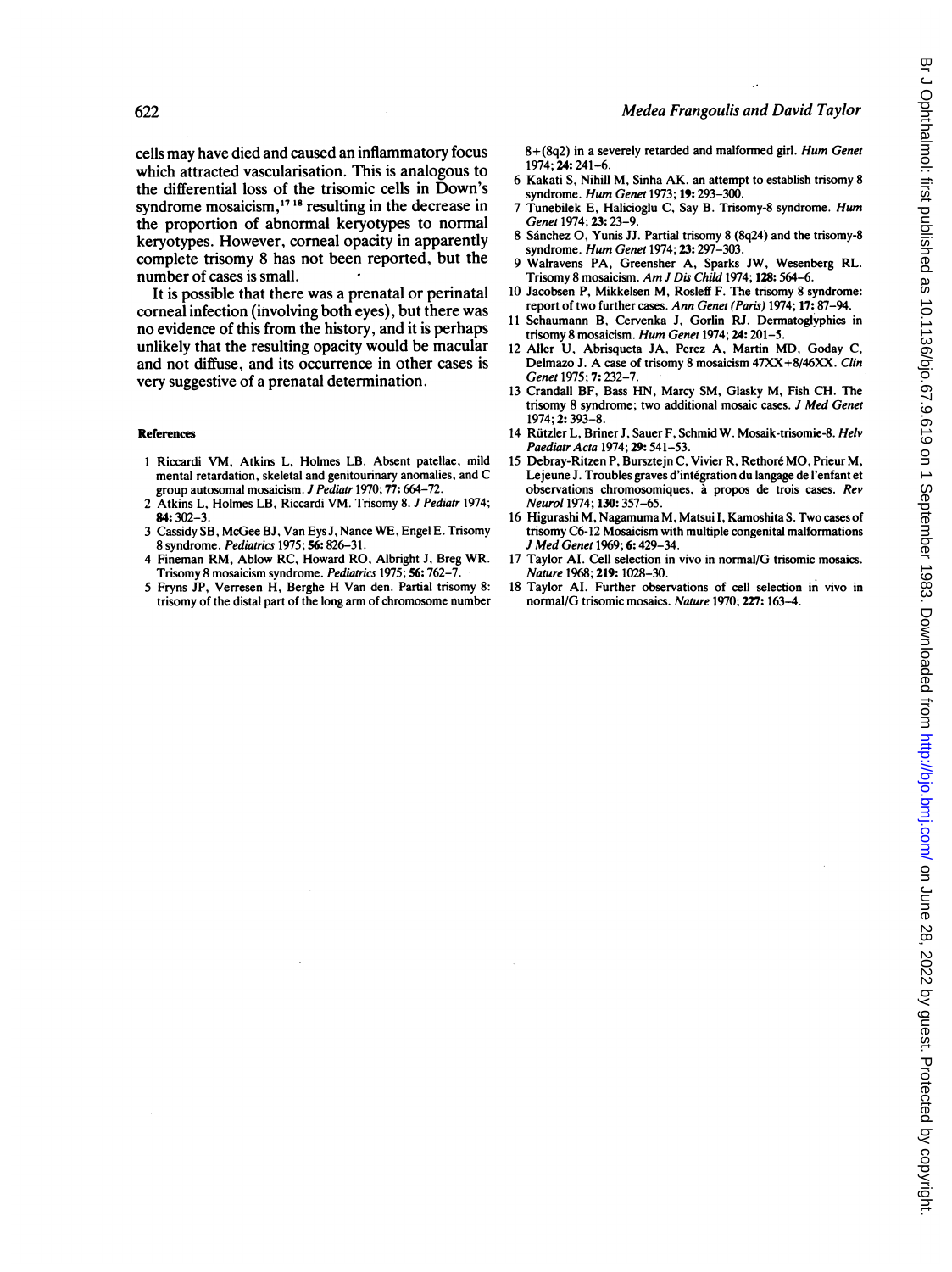cells may have died and caused an inflammatory focus which attracted vascularisation. This is analogous to the differential loss of the trisomic cells in Down's syndrome mosaicism,[17 18] resulting in the decrease in the proportion of abnormal keryotypes to normal keryotypes. However, corneal opacity in apparently complete trisomy 8 has not been reported, but the number of cases is small.

It is possible that there was a prenatal or perinatal corneal infection (involving both eyes), but there was no evidence of this from the history, and it is perhaps unlikely that the resulting opacity would be macular and not diffuse, and its occurrence in other cases is very suggestive of a prenatal determination.

#### References

1 Riccardi VM, Atkins L, Holmes LB. Absent patellae, mild mental retardation, skeletal and genitourinary anomalies, and C group autosomal mosaicism. *J Pediatr* 1970; **77:** 664–72.
2 Atkins L, Holmes LB, Riccardi VM. Trisomy 8. *J Pediatr* 1974; **84:** 302–3.
3 Cassidy SB, McGee BJ, Van Eys J, Nance WE, Engel E. Trisomy 8 syndrome. *Pediatrics* 1975; **56:** 826–31.
4 Fineman RM, Ablow RC, Howard RO, Albright J, Breg WR. Trisomy 8 mosaicism syndrome. *Pediatrics* 1975; **56:** 762–7.
5 Fryns JP, Verresen H, Berghe H Van den. Partial trisomy 8: trisomy of the distal part of the long arm of chromosome number 8+(8q2) in a severely retarded and malformed girl. *Hum Genet* 1974; **24:** 241–6.
6 Kakati S, Nihill M, Sinha AK. an attempt to establish trisomy 8 syndrome. *Hum Genet* 1973; **19:** 293–300.
7 Tunebilek E, Halicioglu C, Say B. Trisomy-8 syndrome. *Hum Genet* 1974; **23:** 23–9.
8 Sánchez O, Yunis JJ. Partial trisomy 8 (8q24) and the trisomy-8 syndrome. *Hum Genet* 1974; **23:** 297–303.
9 Walravens PA, Greensher A, Sparks JW, Wesenberg RL. Trisomy 8 mosaicism. *Am J Dis Child* 1974; **128:** 564–6.
10 Jacobsen P, Mikkelsen M, Rosleff F. The trisomy 8 syndrome: report of two further cases. *Ann Genet (Paris)* 1974; **17:** 87–94.
11 Schaumann B, Cervenka J, Gorlin RJ. Dermatoglyphics in trisomy 8 mosaicism. *Hum Genet* 1974; **24:** 201–5.
12 Aller U, Abrisqueta JA, Perez A, Martin MD, Goday C, Delmazo J. A case of trisomy 8 mosaicism 47XX+8/46XX. *Clin Genet* 1975; **7:** 232–7.
13 Crandall BF, Bass HN, Marcy SM, Glasky M, Fish CH. The trisomy 8 syndrome; two additional mosaic cases. *J Med Genet* 1974; **2:** 393–8.
14 Rützler L, Briner J, Sauer F, Schmid W. Mosaik-trisomie-8. *Helv Paediatr Acta* 1974; **29:** 541–53.
15 Debray-Ritzen P, Bursztejn C, Vivier R, Rethoré MO, Prieur M, Lejeune J. Troubles graves d'intégration du langage de l'enfant et observations chromosomiques, à propos de trois cases. *Rev Neurol* 1974; **130:** 357–65.
16 Higurashi M, Nagamuma M, Matsui I, Kamoshita S. Two cases of trisomy C6-12 Mosaicism with multiple congenital malformations *J Med Genet* 1969; **6:** 429–34.
17 Taylor AI. Cell selection in vivo in normal/G trisomic mosaics. *Nature* 1968; **219:** 1028–30.
18 Taylor AI. Further observations of cell selection in vivo in normal/G trisomic mosaics. *Nature* 1970; **227:** 163–4.